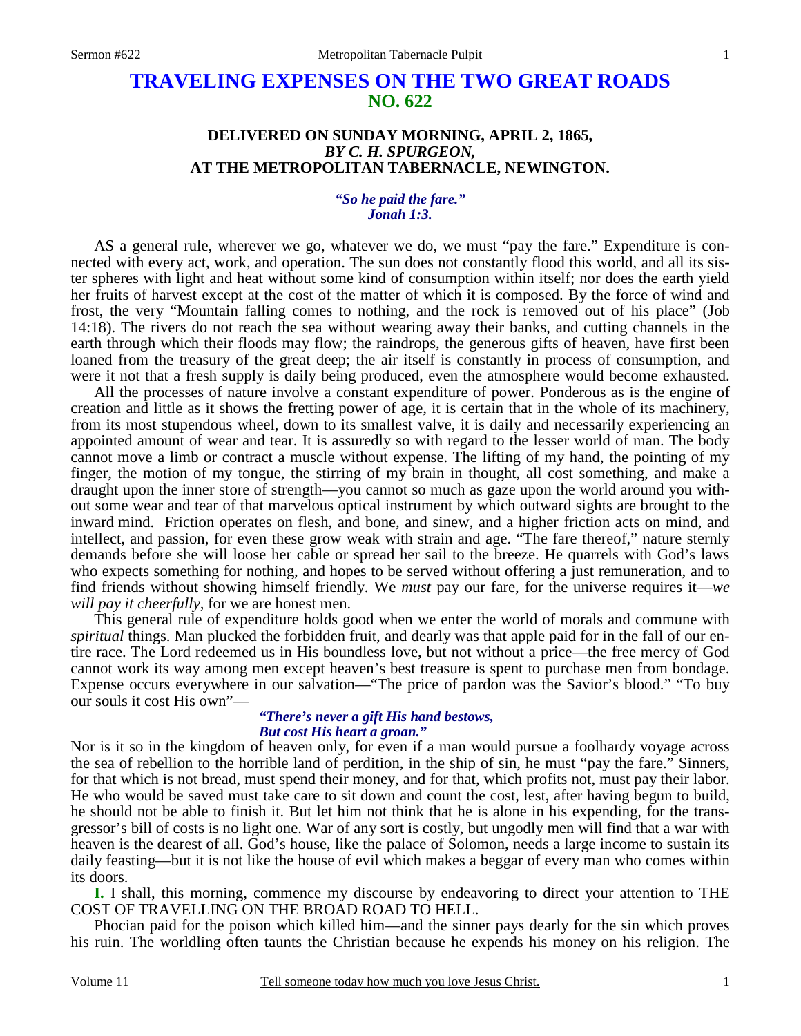# TRAVELING EXPENSES ON THE TWO GREAT ROADS
## NO. 622

### DELIVERED ON SUNDAY MORNING, APRIL 2, 1865,
### *BY C. H. SPURGEON,*
### AT THE METROPOLITAN TABERNACLE, NEWINGTON.

***"So he paid the fare." Jonah 1:3.***

AS a general rule, wherever we go, whatever we do, we must "pay the fare." Expenditure is connected with every act, work, and operation. The sun does not constantly flood this world, and all its sister spheres with light and heat without some kind of consumption within itself; nor does the earth yield her fruits of harvest except at the cost of the matter of which it is composed. By the force of wind and frost, the very "Mountain falling comes to nothing, and the rock is removed out of his place" (Job 14:18). The rivers do not reach the sea without wearing away their banks, and cutting channels in the earth through which their floods may flow; the raindrops, the generous gifts of heaven, have first been loaned from the treasury of the great deep; the air itself is constantly in process of consumption, and were it not that a fresh supply is daily being produced, even the atmosphere would become exhausted.

All the processes of nature involve a constant expenditure of power. Ponderous as is the engine of creation and little as it shows the fretting power of age, it is certain that in the whole of its machinery, from its most stupendous wheel, down to its smallest valve, it is daily and necessarily experiencing an appointed amount of wear and tear. It is assuredly so with regard to the lesser world of man. The body cannot move a limb or contract a muscle without expense. The lifting of my hand, the pointing of my finger, the motion of my tongue, the stirring of my brain in thought, all cost something, and make a draught upon the inner store of strength—you cannot so much as gaze upon the world around you without some wear and tear of that marvelous optical instrument by which outward sights are brought to the inward mind. Friction operates on flesh, and bone, and sinew, and a higher friction acts on mind, and intellect, and passion, for even these grow weak with strain and age. "The fare thereof," nature sternly demands before she will loose her cable or spread her sail to the breeze. He quarrels with God's laws who expects something for nothing, and hopes to be served without offering a just remuneration, and to find friends without showing himself friendly. We *must* pay our fare, for the universe requires it—*we will pay it cheerfully*, for we are honest men.

This general rule of expenditure holds good when we enter the world of morals and commune with *spiritual* things. Man plucked the forbidden fruit, and dearly was that apple paid for in the fall of our entire race. The Lord redeemed us in His boundless love, but not without a price—the free mercy of God cannot work its way among men except heaven's best treasure is spent to purchase men from bondage. Expense occurs everywhere in our salvation—"The price of pardon was the Savior's blood." "To buy our souls it cost His own"—

> ***"There's never a gift His hand bestows,***
> ***But cost His heart a groan."***

Nor is it so in the kingdom of heaven only, for even if a man would pursue a foolhardy voyage across the sea of rebellion to the horrible land of perdition, in the ship of sin, he must "pay the fare." Sinners, for that which is not bread, must spend their money, and for that, which profits not, must pay their labor. He who would be saved must take care to sit down and count the cost, lest, after having begun to build, he should not be able to finish it. But let him not think that he is alone in his expending, for the transgressor's bill of costs is no light one. War of any sort is costly, but ungodly men will find that a war with heaven is the dearest of all. God's house, like the palace of Solomon, needs a large income to sustain its daily feasting—but it is not like the house of evil which makes a beggar of every man who comes within its doors.

**I.** I shall, this morning, commence my discourse by endeavoring to direct your attention to THE COST OF TRAVELLING ON THE BROAD ROAD TO HELL.

Phocian paid for the poison which killed him—and the sinner pays dearly for the sin which proves his ruin. The worldling often taunts the Christian because he expends his money on his religion. The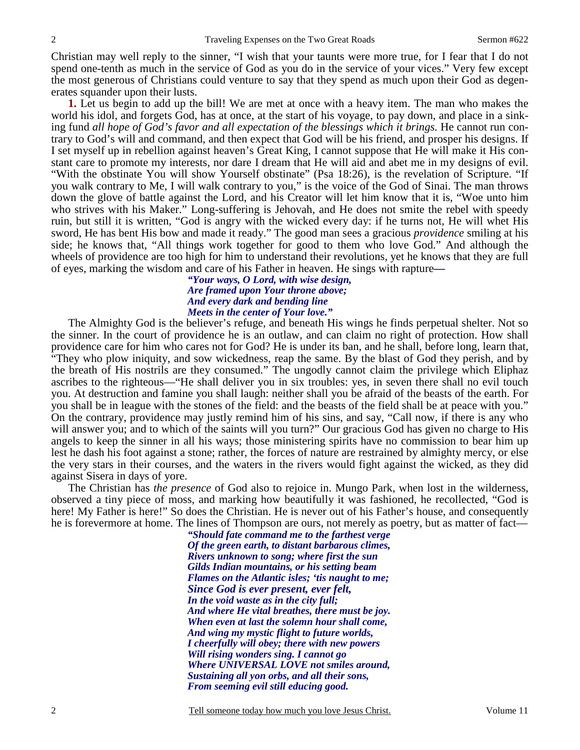Christian may well reply to the sinner, "I wish that your taunts were more true, for I fear that I do not spend one-tenth as much in the service of God as you do in the service of your vices." Very few except the most generous of Christians could venture to say that they spend as much upon their God as degenerates squander upon their lusts.

**1.** Let us begin to add up the bill! We are met at once with a heavy item. The man who makes the world his idol, and forgets God, has at once, at the start of his voyage, to pay down, and place in a sinking fund *all hope of God's favor and all expectation of the blessings which it brings.* He cannot run contrary to God's will and command, and then expect that God will be his friend, and prosper his designs. If I set myself up in rebellion against heaven's Great King, I cannot suppose that He will make it His constant care to promote my interests, nor dare I dream that He will aid and abet me in my designs of evil. "With the obstinate You will show Yourself obstinate" (Psa 18:26), is the revelation of Scripture. "If you walk contrary to Me, I will walk contrary to you," is the voice of the God of Sinai. The man throws down the glove of battle against the Lord, and his Creator will let him know that it is, "Woe unto him who strives with his Maker." Long-suffering is Jehovah, and He does not smite the rebel with speedy ruin, but still it is written, "God is angry with the wicked every day: if he turns not, He will whet His sword, He has bent His bow and made it ready." The good man sees a gracious *providence* smiling at his side; he knows that, "All things work together for good to them who love God." And although the wheels of providence are too high for him to understand their revolutions, yet he knows that they are full of eyes, marking the wisdom and care of his Father in heaven. He sings with rapture—

> ***"Your ways, O Lord, with wise design,***
> ***Are framed upon Your throne above;***
> ***And every dark and bending line***
> ***Meets in the center of Your love."***

The Almighty God is the believer's refuge, and beneath His wings he finds perpetual shelter. Not so the sinner. In the court of providence he is an outlaw, and can claim no right of protection. How shall providence care for him who cares not for God? He is under its ban, and he shall, before long, learn that, "They who plow iniquity, and sow wickedness, reap the same. By the blast of God they perish, and by the breath of His nostrils are they consumed." The ungodly cannot claim the privilege which Eliphaz ascribes to the righteous—"He shall deliver you in six troubles: yes, in seven there shall no evil touch you. At destruction and famine you shall laugh: neither shall you be afraid of the beasts of the earth. For you shall be in league with the stones of the field: and the beasts of the field shall be at peace with you." On the contrary, providence may justly remind him of his sins, and say, "Call now, if there is any who will answer you; and to which of the saints will you turn?" Our gracious God has given no charge to His angels to keep the sinner in all his ways; those ministering spirits have no commission to bear him up lest he dash his foot against a stone; rather, the forces of nature are restrained by almighty mercy, or else the very stars in their courses, and the waters in the rivers would fight against the wicked, as they did against Sisera in days of yore.

The Christian has *the presence* of God also to rejoice in. Mungo Park, when lost in the wilderness, observed a tiny piece of moss, and marking how beautifully it was fashioned, he recollected, "God is here! My Father is here!" So does the Christian. He is never out of his Father's house, and consequently he is forevermore at home. The lines of Thompson are ours, not merely as poetry, but as matter of fact—

> ***"Should fate command me to the farthest verge***
> ***Of the green earth, to distant barbarous climes,***
> ***Rivers unknown to song; where first the sun***
> ***Gilds Indian mountains, or his setting beam***
> ***Flames on the Atlantic isles; 'tis naught to me;***
> ***Since God is ever present, ever felt,***
> ***In the void waste as in the city full;***
> ***And where He vital breathes, there must be joy.***
> ***When even at last the solemn hour shall come,***
> ***And wing my mystic flight to future worlds,***
> ***I cheerfully will obey; there with new powers***
> ***Will rising wonders sing. I cannot go***
> ***Where UNIVERSAL LOVE not smiles around,***
> ***Sustaining all yon orbs, and all their sons,***
> ***From seeming evil still educing good.***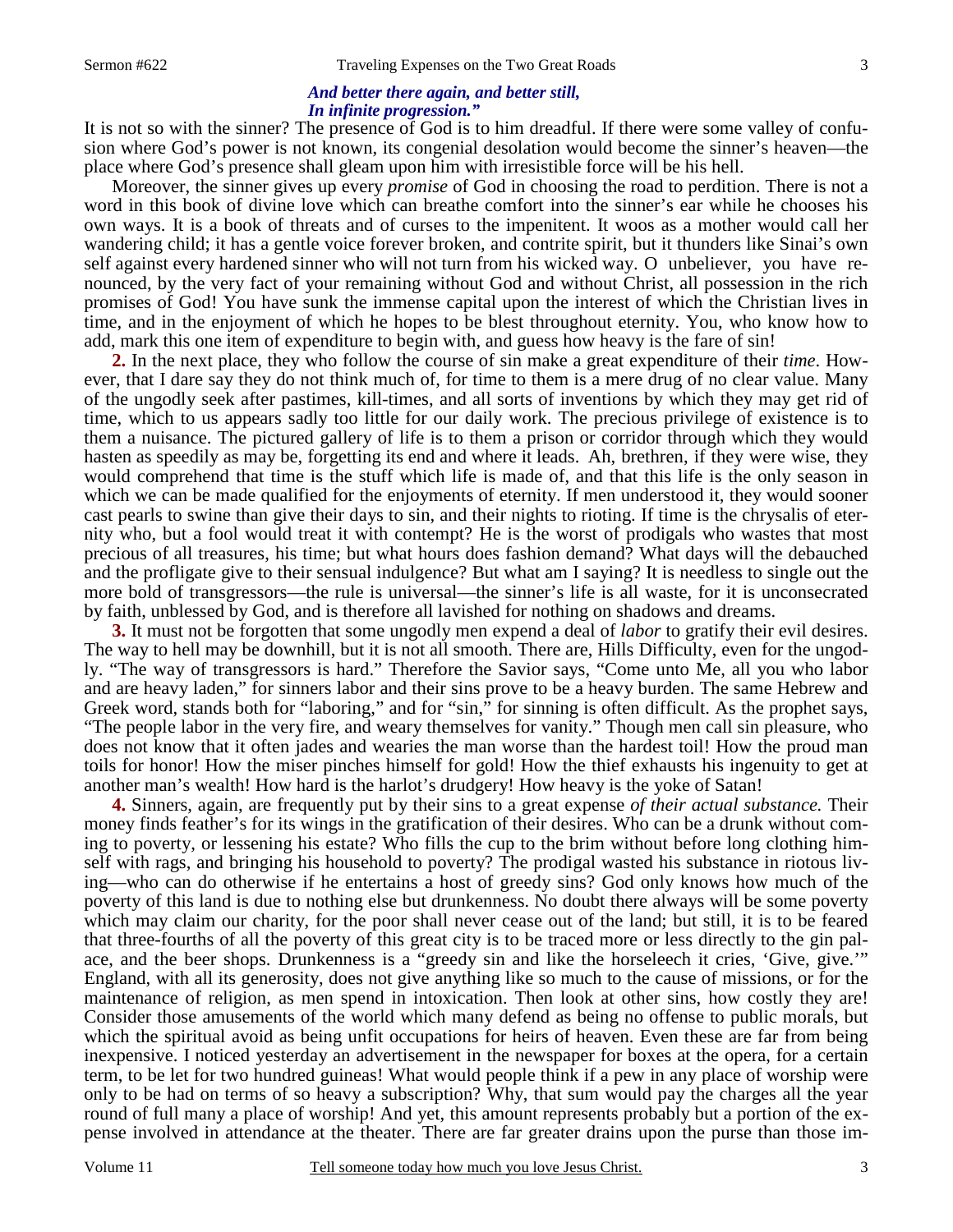*And better there again, and better still,*
*In infinite progression."*

It is not so with the sinner? The presence of God is to him dreadful. If there were some valley of confusion where God's power is not known, its congenial desolation would become the sinner's heaven—the place where God's presence shall gleam upon him with irresistible force will be his hell.

Moreover, the sinner gives up every *promise* of God in choosing the road to perdition. There is not a word in this book of divine love which can breathe comfort into the sinner's ear while he chooses his own ways. It is a book of threats and of curses to the impenitent. It woos as a mother would call her wandering child; it has a gentle voice forever broken, and contrite spirit, but it thunders like Sinai's own self against every hardened sinner who will not turn from his wicked way. O unbeliever, you have renounced, by the very fact of your remaining without God and without Christ, all possession in the rich promises of God! You have sunk the immense capital upon the interest of which the Christian lives in time, and in the enjoyment of which he hopes to be blest throughout eternity. You, who know how to add, mark this one item of expenditure to begin with, and guess how heavy is the fare of sin!

**2.** In the next place, they who follow the course of sin make a great expenditure of their *time*. However, that I dare say they do not think much of, for time to them is a mere drug of no clear value. Many of the ungodly seek after pastimes, kill-times, and all sorts of inventions by which they may get rid of time, which to us appears sadly too little for our daily work. The precious privilege of existence is to them a nuisance. The pictured gallery of life is to them a prison or corridor through which they would hasten as speedily as may be, forgetting its end and where it leads. Ah, brethren, if they were wise, they would comprehend that time is the stuff which life is made of, and that this life is the only season in which we can be made qualified for the enjoyments of eternity. If men understood it, they would sooner cast pearls to swine than give their days to sin, and their nights to rioting. If time is the chrysalis of eternity who, but a fool would treat it with contempt? He is the worst of prodigals who wastes that most precious of all treasures, his time; but what hours does fashion demand? What days will the debauched and the profligate give to their sensual indulgence? But what am I saying? It is needless to single out the more bold of transgressors—the rule is universal—the sinner's life is all waste, for it is unconsecrated by faith, unblessed by God, and is therefore all lavished for nothing on shadows and dreams.

**3.** It must not be forgotten that some ungodly men expend a deal of *labor* to gratify their evil desires. The way to hell may be downhill, but it is not all smooth. There are, Hills Difficulty, even for the ungodly. "The way of transgressors is hard." Therefore the Savior says, "Come unto Me, all you who labor and are heavy laden," for sinners labor and their sins prove to be a heavy burden. The same Hebrew and Greek word, stands both for "laboring," and for "sin," for sinning is often difficult. As the prophet says, "The people labor in the very fire, and weary themselves for vanity." Though men call sin pleasure, who does not know that it often jades and wearies the man worse than the hardest toil! How the proud man toils for honor! How the miser pinches himself for gold! How the thief exhausts his ingenuity to get at another man's wealth! How hard is the harlot's drudgery! How heavy is the yoke of Satan!

**4.** Sinners, again, are frequently put by their sins to a great expense *of their actual substance.* Their money finds feather's for its wings in the gratification of their desires. Who can be a drunk without coming to poverty, or lessening his estate? Who fills the cup to the brim without before long clothing himself with rags, and bringing his household to poverty? The prodigal wasted his substance in riotous living—who can do otherwise if he entertains a host of greedy sins? God only knows how much of the poverty of this land is due to nothing else but drunkenness. No doubt there always will be some poverty which may claim our charity, for the poor shall never cease out of the land; but still, it is to be feared that three-fourths of all the poverty of this great city is to be traced more or less directly to the gin palace, and the beer shops. Drunkenness is a "greedy sin and like the horseleech it cries, 'Give, give.'" England, with all its generosity, does not give anything like so much to the cause of missions, or for the maintenance of religion, as men spend in intoxication. Then look at other sins, how costly they are! Consider those amusements of the world which many defend as being no offense to public morals, but which the spiritual avoid as being unfit occupations for heirs of heaven. Even these are far from being inexpensive. I noticed yesterday an advertisement in the newspaper for boxes at the opera, for a certain term, to be let for two hundred guineas! What would people think if a pew in any place of worship were only to be had on terms of so heavy a subscription? Why, that sum would pay the charges all the year round of full many a place of worship! And yet, this amount represents probably but a portion of the expense involved in attendance at the theater. There are far greater drains upon the purse than those im-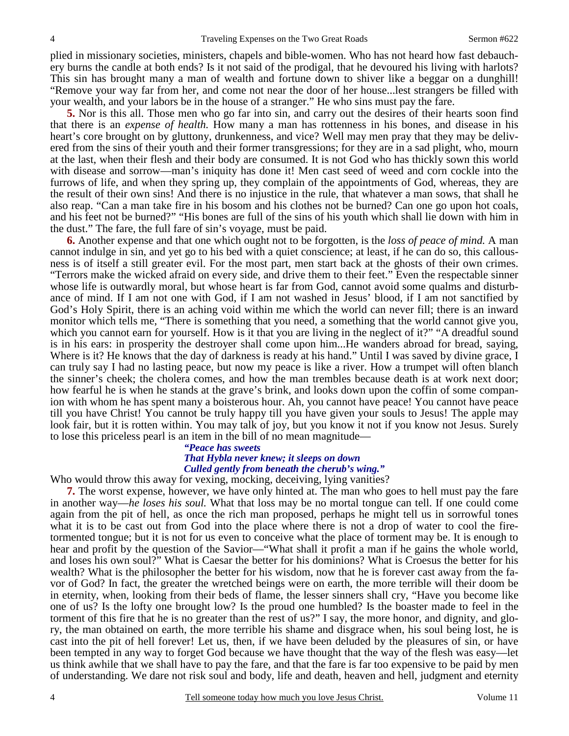plied in missionary societies, ministers, chapels and bible-women. Who has not heard how fast debauchery burns the candle at both ends? Is it not said of the prodigal, that he devoured his living with harlots? This sin has brought many a man of wealth and fortune down to shiver like a beggar on a dunghill! "Remove your way far from her, and come not near the door of her house...lest strangers be filled with your wealth, and your labors be in the house of a stranger." He who sins must pay the fare.

**5.** Nor is this all. Those men who go far into sin, and carry out the desires of their hearts soon find that there is an *expense of health.* How many a man has rottenness in his bones, and disease in his heart's core brought on by gluttony, drunkenness, and vice? Well may men pray that they may be delivered from the sins of their youth and their former transgressions; for they are in a sad plight, who, mourn at the last, when their flesh and their body are consumed. It is not God who has thickly sown this world with disease and sorrow—man's iniquity has done it! Men cast seed of weed and corn cockle into the furrows of life, and when they spring up, they complain of the appointments of God, whereas, they are the result of their own sins! And there is no injustice in the rule, that whatever a man sows, that shall he also reap. "Can a man take fire in his bosom and his clothes not be burned? Can one go upon hot coals, and his feet not be burned?" "His bones are full of the sins of his youth which shall lie down with him in the dust." The fare, the full fare of sin's voyage, must be paid.

**6.** Another expense and that one which ought not to be forgotten, is the *loss of peace of mind.* A man cannot indulge in sin, and yet go to his bed with a quiet conscience; at least, if he can do so, this callousness is of itself a still greater evil. For the most part, men start back at the ghosts of their own crimes. "Terrors make the wicked afraid on every side, and drive them to their feet." Even the respectable sinner whose life is outwardly moral, but whose heart is far from God, cannot avoid some qualms and disturbance of mind. If I am not one with God, if I am not washed in Jesus' blood, if I am not sanctified by God's Holy Spirit, there is an aching void within me which the world can never fill; there is an inward monitor which tells me, "There is something that you need, a something that the world cannot give you, which you cannot earn for yourself. How is it that you are living in the neglect of it?" "A dreadful sound is in his ears: in prosperity the destroyer shall come upon him...He wanders abroad for bread, saying, Where is it? He knows that the day of darkness is ready at his hand." Until I was saved by divine grace, I can truly say I had no lasting peace, but now my peace is like a river. How a trumpet will often blanch the sinner's cheek; the cholera comes, and how the man trembles because death is at work next door; how fearful he is when he stands at the grave's brink, and looks down upon the coffin of some companion with whom he has spent many a boisterous hour. Ah, you cannot have peace! You cannot have peace till you have Christ! You cannot be truly happy till you have given your souls to Jesus! The apple may look fair, but it is rotten within. You may talk of joy, but you know it not if you know not Jesus. Surely to lose this priceless pearl is an item in the bill of no mean magnitude—

> ***"Peace has sweets***
> ***That Hybla never knew; it sleeps on down***
> ***Culled gently from beneath the cherub's wing."***

Who would throw this away for vexing, mocking, deceiving, lying vanities?

**7.** The worst expense, however, we have only hinted at. The man who goes to hell must pay the fare in another way—*he loses his soul.* What that loss may be no mortal tongue can tell. If one could come again from the pit of hell, as once the rich man proposed, perhaps he might tell us in sorrowful tones what it is to be cast out from God into the place where there is not a drop of water to cool the fire-tormented tongue; but it is not for us even to conceive what the place of torment may be. It is enough to hear and profit by the question of the Savior—"What shall it profit a man if he gains the whole world, and loses his own soul?" What is Caesar the better for his dominions? What is Croesus the better for his wealth? What is the philosopher the better for his wisdom, now that he is forever cast away from the favor of God? In fact, the greater the wretched beings were on earth, the more terrible will their doom be in eternity, when, looking from their beds of flame, the lesser sinners shall cry, "Have you become like one of us? Is the lofty one brought low? Is the proud one humbled? Is the boaster made to feel in the torment of this fire that he is no greater than the rest of us?" I say, the more honor, and dignity, and glory, the man obtained on earth, the more terrible his shame and disgrace when, his soul being lost, he is cast into the pit of hell forever! Let us, then, if we have been deluded by the pleasures of sin, or have been tempted in any way to forget God because we have thought that the way of the flesh was easy—let us think awhile that we shall have to pay the fare, and that the fare is far too expensive to be paid by men of understanding. We dare not risk soul and body, life and death, heaven and hell, judgment and eternity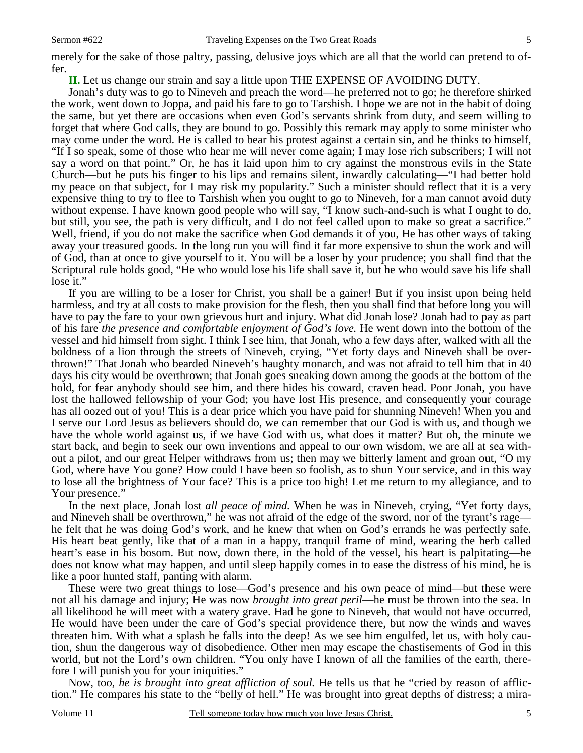merely for the sake of those paltry, passing, delusive joys which are all that the world can pretend to offer.

**II.** Let us change our strain and say a little upon THE EXPENSE OF AVOIDING DUTY.

Jonah's duty was to go to Nineveh and preach the word—he preferred not to go; he therefore shirked the work, went down to Joppa, and paid his fare to go to Tarshish. I hope we are not in the habit of doing the same, but yet there are occasions when even God's servants shrink from duty, and seem willing to forget that where God calls, they are bound to go. Possibly this remark may apply to some minister who may come under the word. He is called to bear his protest against a certain sin, and he thinks to himself, "If I so speak, some of those who hear me will never come again; I may lose rich subscribers; I will not say a word on that point." Or, he has it laid upon him to cry against the monstrous evils in the State Church—but he puts his finger to his lips and remains silent, inwardly calculating—"I had better hold my peace on that subject, for I may risk my popularity." Such a minister should reflect that it is a very expensive thing to try to flee to Tarshish when you ought to go to Nineveh, for a man cannot avoid duty without expense. I have known good people who will say, "I know such-and-such is what I ought to do, but still, you see, the path is very difficult, and I do not feel called upon to make so great a sacrifice." Well, friend, if you do not make the sacrifice when God demands it of you, He has other ways of taking away your treasured goods. In the long run you will find it far more expensive to shun the work and will of God, than at once to give yourself to it. You will be a loser by your prudence; you shall find that the Scriptural rule holds good, "He who would lose his life shall save it, but he who would save his life shall lose it."

If you are willing to be a loser for Christ, you shall be a gainer! But if you insist upon being held harmless, and try at all costs to make provision for the flesh, then you shall find that before long you will have to pay the fare to your own grievous hurt and injury. What did Jonah lose? Jonah had to pay as part of his fare *the presence and comfortable enjoyment of God's love.* He went down into the bottom of the vessel and hid himself from sight. I think I see him, that Jonah, who a few days after, walked with all the boldness of a lion through the streets of Nineveh, crying, "Yet forty days and Nineveh shall be overthrown!" That Jonah who bearded Nineveh's haughty monarch, and was not afraid to tell him that in 40 days his city would be overthrown; that Jonah goes sneaking down among the goods at the bottom of the hold, for fear anybody should see him, and there hides his coward, craven head. Poor Jonah, you have lost the hallowed fellowship of your God; you have lost His presence, and consequently your courage has all oozed out of you! This is a dear price which you have paid for shunning Nineveh! When you and I serve our Lord Jesus as believers should do, we can remember that our God is with us, and though we have the whole world against us, if we have God with us, what does it matter? But oh, the minute we start back, and begin to seek our own inventions and appeal to our own wisdom, we are all at sea without a pilot, and our great Helper withdraws from us; then may we bitterly lament and groan out, "O my God, where have You gone? How could I have been so foolish, as to shun Your service, and in this way to lose all the brightness of Your face? This is a price too high! Let me return to my allegiance, and to Your presence."

In the next place, Jonah lost *all peace of mind.* When he was in Nineveh, crying, "Yet forty days, and Nineveh shall be overthrown," he was not afraid of the edge of the sword, nor of the tyrant's rage—he felt that he was doing God's work, and he knew that when on God's errands he was perfectly safe. His heart beat gently, like that of a man in a happy, tranquil frame of mind, wearing the herb called heart's ease in his bosom. But now, down there, in the hold of the vessel, his heart is palpitating—he does not know what may happen, and until sleep happily comes in to ease the distress of his mind, he is like a poor hunted staff, panting with alarm.

These were two great things to lose—God's presence and his own peace of mind—but these were not all his damage and injury; He was now *brought into great peril*—he must be thrown into the sea. In all likelihood he will meet with a watery grave. Had he gone to Nineveh, that would not have occurred, He would have been under the care of God's special providence there, but now the winds and waves threaten him. With what a splash he falls into the deep! As we see him engulfed, let us, with holy caution, shun the dangerous way of disobedience. Other men may escape the chastisements of God in this world, but not the Lord's own children. "You only have I known of all the families of the earth, therefore I will punish you for your iniquities."

Now, too, *he is brought into great affliction of soul.* He tells us that he "cried by reason of affliction." He compares his state to the "belly of hell." He was brought into great depths of distress; a mira-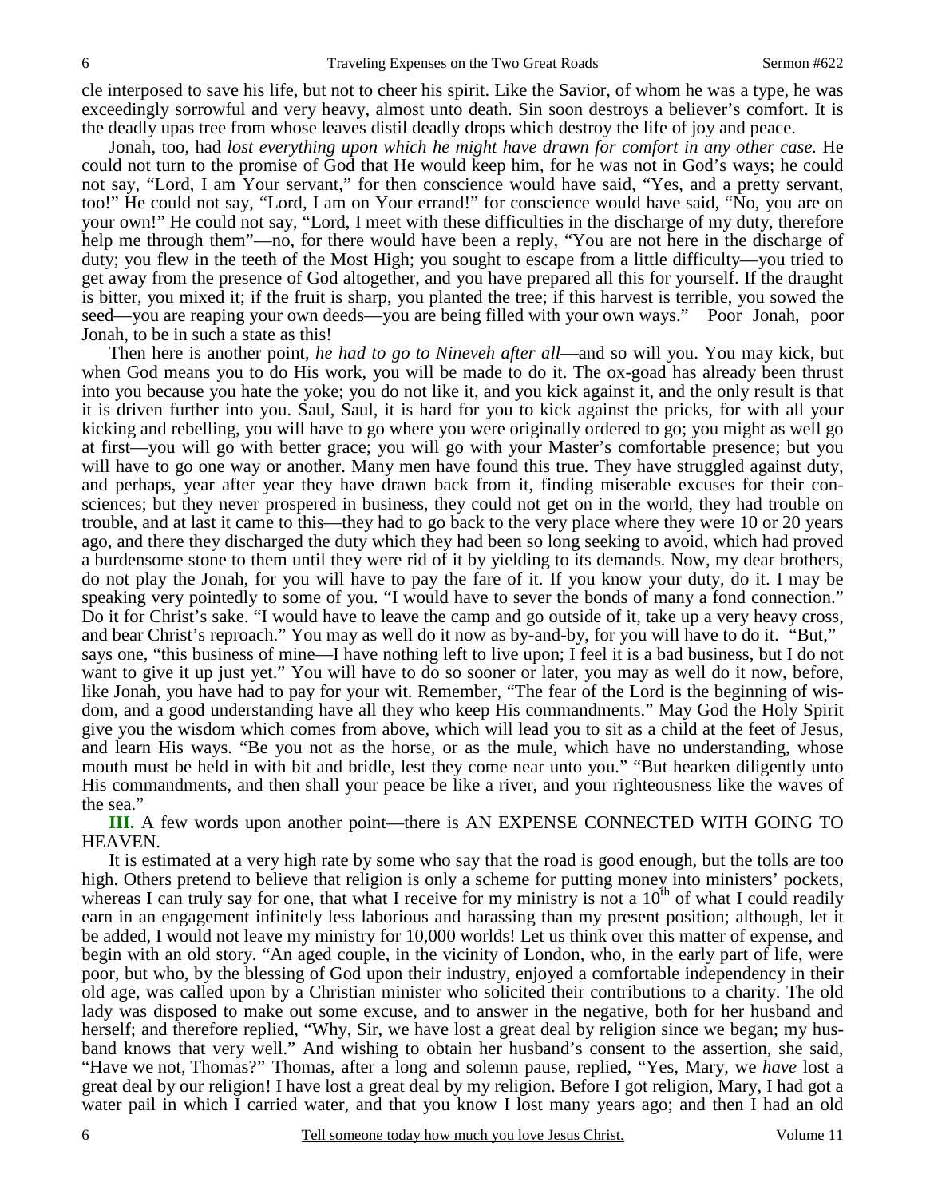cle interposed to save his life, but not to cheer his spirit. Like the Savior, of whom he was a type, he was exceedingly sorrowful and very heavy, almost unto death. Sin soon destroys a believer's comfort. It is the deadly upas tree from whose leaves distil deadly drops which destroy the life of joy and peace.

Jonah, too, had *lost everything upon which he might have drawn for comfort in any other case.* He could not turn to the promise of God that He would keep him, for he was not in God's ways; he could not say, "Lord, I am Your servant," for then conscience would have said, "Yes, and a pretty servant, too!" He could not say, "Lord, I am on Your errand!" for conscience would have said, "No, you are on your own!" He could not say, "Lord, I meet with these difficulties in the discharge of my duty, therefore help me through them"—no, for there would have been a reply, "You are not here in the discharge of duty; you flew in the teeth of the Most High; you sought to escape from a little difficulty—you tried to get away from the presence of God altogether, and you have prepared all this for yourself. If the draught is bitter, you mixed it; if the fruit is sharp, you planted the tree; if this harvest is terrible, you sowed the seed—you are reaping your own deeds—you are being filled with your own ways." Poor Jonah, poor Jonah, to be in such a state as this!

Then here is another point, *he had to go to Nineveh after all*—and so will you. You may kick, but when God means you to do His work, you will be made to do it. The ox-goad has already been thrust into you because you hate the yoke; you do not like it, and you kick against it, and the only result is that it is driven further into you. Saul, Saul, it is hard for you to kick against the pricks, for with all your kicking and rebelling, you will have to go where you were originally ordered to go; you might as well go at first—you will go with better grace; you will go with your Master's comfortable presence; but you will have to go one way or another. Many men have found this true. They have struggled against duty, and perhaps, year after year they have drawn back from it, finding miserable excuses for their consciences; but they never prospered in business, they could not get on in the world, they had trouble on trouble, and at last it came to this—they had to go back to the very place where they were 10 or 20 years ago, and there they discharged the duty which they had been so long seeking to avoid, which had proved a burdensome stone to them until they were rid of it by yielding to its demands. Now, my dear brothers, do not play the Jonah, for you will have to pay the fare of it. If you know your duty, do it. I may be speaking very pointedly to some of you. "I would have to sever the bonds of many a fond connection." Do it for Christ's sake. "I would have to leave the camp and go outside of it, take up a very heavy cross, and bear Christ's reproach." You may as well do it now as by-and-by, for you will have to do it. "But," says one, "this business of mine—I have nothing left to live upon; I feel it is a bad business, but I do not want to give it up just yet." You will have to do so sooner or later, you may as well do it now, before, like Jonah, you have had to pay for your wit. Remember, "The fear of the Lord is the beginning of wisdom, and a good understanding have all they who keep His commandments." May God the Holy Spirit give you the wisdom which comes from above, which will lead you to sit as a child at the feet of Jesus, and learn His ways. "Be you not as the horse, or as the mule, which have no understanding, whose mouth must be held in with bit and bridle, lest they come near unto you." "But hearken diligently unto His commandments, and then shall your peace be like a river, and your righteousness like the waves of the sea."

**III.** A few words upon another point—there is AN EXPENSE CONNECTED WITH GOING TO HEAVEN.

It is estimated at a very high rate by some who say that the road is good enough, but the tolls are too high. Others pretend to believe that religion is only a scheme for putting money into ministers' pockets, whereas I can truly say for one, that what I receive for my ministry is not a 10th of what I could readily earn in an engagement infinitely less laborious and harassing than my present position; although, let it be added, I would not leave my ministry for 10,000 worlds! Let us think over this matter of expense, and begin with an old story. "An aged couple, in the vicinity of London, who, in the early part of life, were poor, but who, by the blessing of God upon their industry, enjoyed a comfortable independency in their old age, was called upon by a Christian minister who solicited their contributions to a charity. The old lady was disposed to make out some excuse, and to answer in the negative, both for her husband and herself; and therefore replied, "Why, Sir, we have lost a great deal by religion since we began; my husband knows that very well." And wishing to obtain her husband's consent to the assertion, she said, "Have we not, Thomas?" Thomas, after a long and solemn pause, replied, "Yes, Mary, we *have* lost a great deal by our religion! I have lost a great deal by my religion. Before I got religion, Mary, I had got a water pail in which I carried water, and that you know I lost many years ago; and then I had an old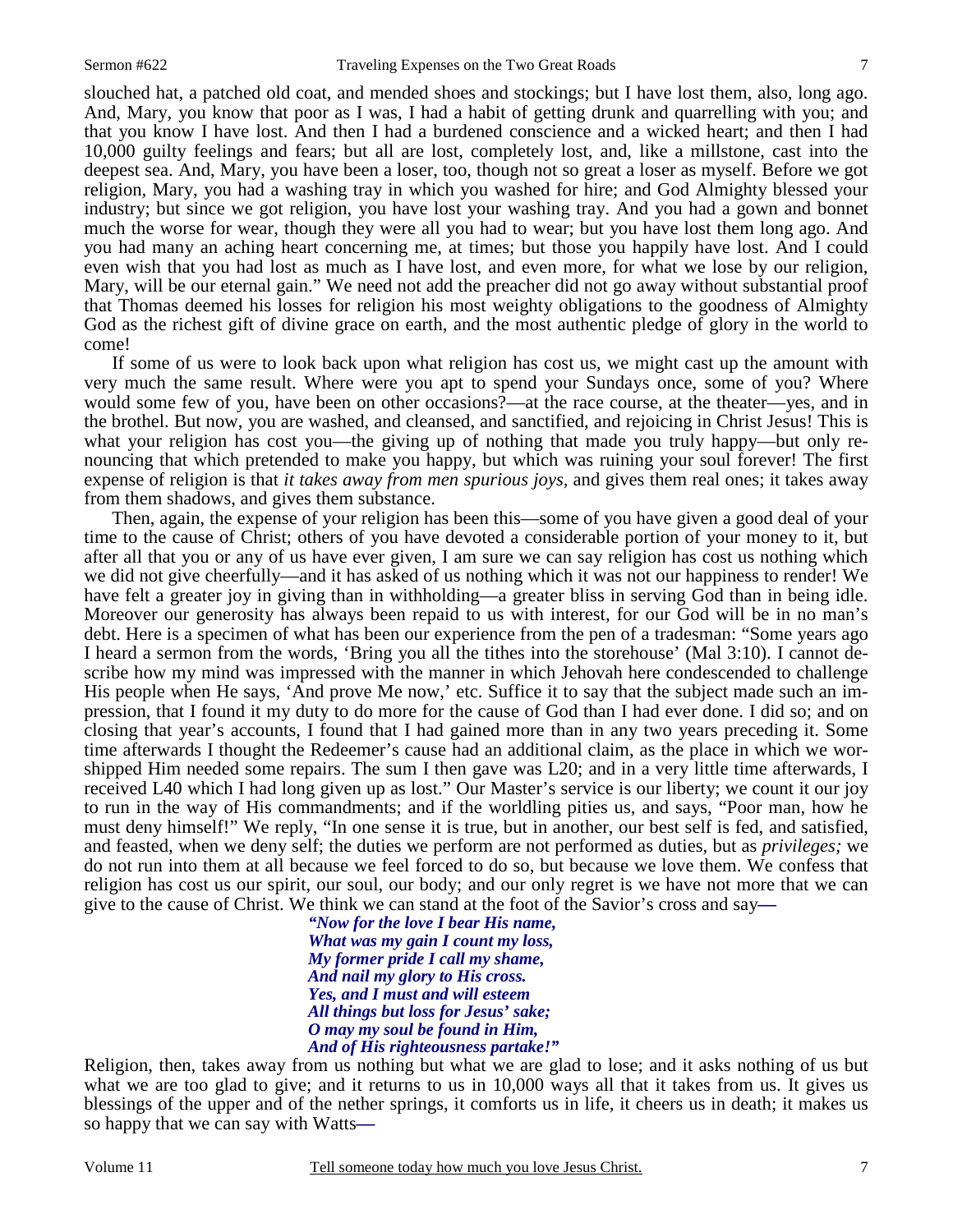slouched hat, a patched old coat, and mended shoes and stockings; but I have lost them, also, long ago. And, Mary, you know that poor as I was, I had a habit of getting drunk and quarrelling with you; and that you know I have lost. And then I had a burdened conscience and a wicked heart; and then I had 10,000 guilty feelings and fears; but all are lost, completely lost, and, like a millstone, cast into the deepest sea. And, Mary, you have been a loser, too, though not so great a loser as myself. Before we got religion, Mary, you had a washing tray in which you washed for hire; and God Almighty blessed your industry; but since we got religion, you have lost your washing tray. And you had a gown and bonnet much the worse for wear, though they were all you had to wear; but you have lost them long ago. And you had many an aching heart concerning me, at times; but those you happily have lost. And I could even wish that you had lost as much as I have lost, and even more, for what we lose by our religion, Mary, will be our eternal gain." We need not add the preacher did not go away without substantial proof that Thomas deemed his losses for religion his most weighty obligations to the goodness of Almighty God as the richest gift of divine grace on earth, and the most authentic pledge of glory in the world to come!

If some of us were to look back upon what religion has cost us, we might cast up the amount with very much the same result. Where were you apt to spend your Sundays once, some of you? Where would some few of you, have been on other occasions?—at the race course, at the theater—yes, and in the brothel. But now, you are washed, and cleansed, and sanctified, and rejoicing in Christ Jesus! This is what your religion has cost you—the giving up of nothing that made you truly happy—but only renouncing that which pretended to make you happy, but which was ruining your soul forever! The first expense of religion is that *it takes away from men spurious joys,* and gives them real ones; it takes away from them shadows, and gives them substance.

Then, again, the expense of your religion has been this—some of you have given a good deal of your time to the cause of Christ; others of you have devoted a considerable portion of your money to it, but after all that you or any of us have ever given, I am sure we can say religion has cost us nothing which we did not give cheerfully—and it has asked of us nothing which it was not our happiness to render! We have felt a greater joy in giving than in withholding—a greater bliss in serving God than in being idle. Moreover our generosity has always been repaid to us with interest, for our God will be in no man's debt. Here is a specimen of what has been our experience from the pen of a tradesman: "Some years ago I heard a sermon from the words, 'Bring you all the tithes into the storehouse' (Mal 3:10). I cannot describe how my mind was impressed with the manner in which Jehovah here condescended to challenge His people when He says, 'And prove Me now,' etc. Suffice it to say that the subject made such an impression, that I found it my duty to do more for the cause of God than I had ever done. I did so; and on closing that year's accounts, I found that I had gained more than in any two years preceding it. Some time afterwards I thought the Redeemer's cause had an additional claim, as the place in which we worshipped Him needed some repairs. The sum I then gave was L20; and in a very little time afterwards, I received L40 which I had long given up as lost." Our Master's service is our liberty; we count it our joy to run in the way of His commandments; and if the worldling pities us, and says, "Poor man, how he must deny himself!" We reply, "In one sense it is true, but in another, our best self is fed, and satisfied, and feasted, when we deny self; the duties we perform are not performed as duties, but as *privileges;* we do not run into them at all because we feel forced to do so, but because we love them. We confess that religion has cost us our spirit, our soul, our body; and our only regret is we have not more that we can give to the cause of Christ. We think we can stand at the foot of the Savior's cross and say**—**

> ***"Now for the love I bear His name,***
> ***What was my gain I count my loss,***
> ***My former pride I call my shame,***
> ***And nail my glory to His cross.***
> ***Yes, and I must and will esteem***
> ***All things but loss for Jesus' sake;***
> ***O may my soul be found in Him,***
> ***And of His righteousness partake!"***

Religion, then, takes away from us nothing but what we are glad to lose; and it asks nothing of us but what we are too glad to give; and it returns to us in 10,000 ways all that it takes from us. It gives us blessings of the upper and of the nether springs, it comforts us in life, it cheers us in death; it makes us so happy that we can say with Watts**—**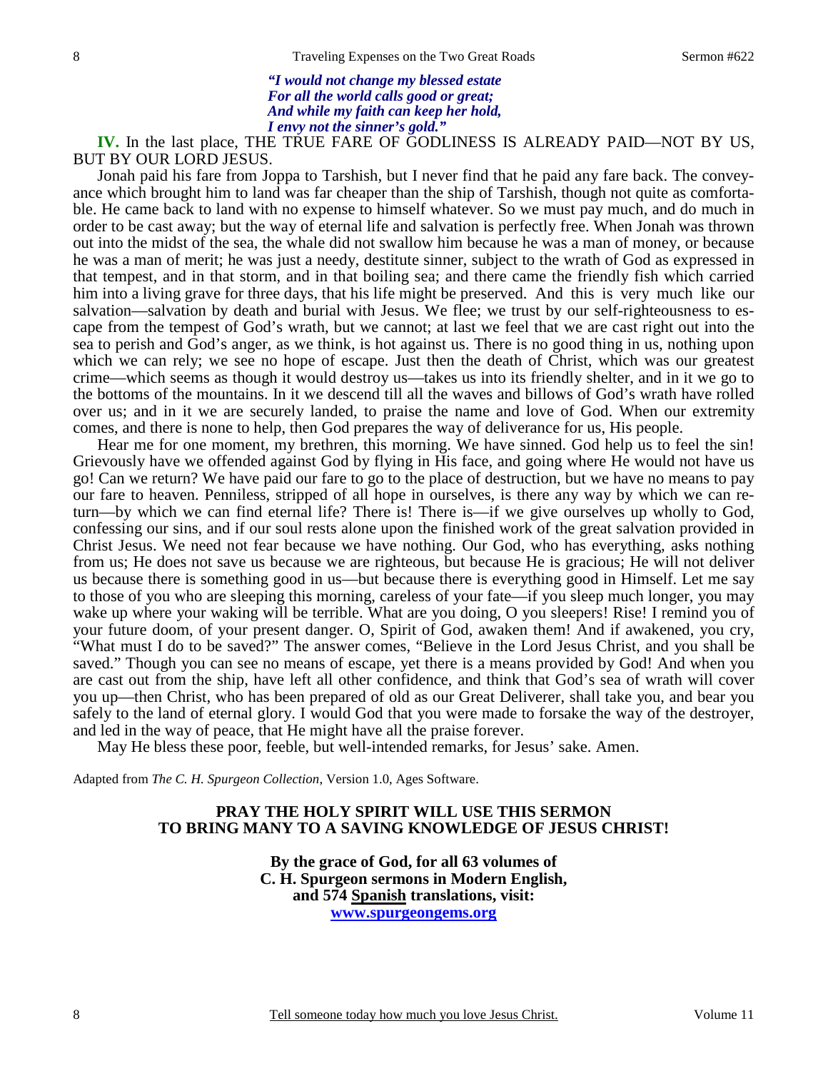*"I would not change my blessed estate*
*For all the world calls good or great;*
*And while my faith can keep her hold,*
*I envy not the sinner's gold."*

**IV.** In the last place, THE TRUE FARE OF GODLINESS IS ALREADY PAID—NOT BY US, BUT BY OUR LORD JESUS.

Jonah paid his fare from Joppa to Tarshish, but I never find that he paid any fare back. The conveyance which brought him to land was far cheaper than the ship of Tarshish, though not quite as comfortable. He came back to land with no expense to himself whatever. So we must pay much, and do much in order to be cast away; but the way of eternal life and salvation is perfectly free. When Jonah was thrown out into the midst of the sea, the whale did not swallow him because he was a man of money, or because he was a man of merit; he was just a needy, destitute sinner, subject to the wrath of God as expressed in that tempest, and in that storm, and in that boiling sea; and there came the friendly fish which carried him into a living grave for three days, that his life might be preserved. And this is very much like our salvation—salvation by death and burial with Jesus. We flee; we trust by our self-righteousness to escape from the tempest of God's wrath, but we cannot; at last we feel that we are cast right out into the sea to perish and God's anger, as we think, is hot against us. There is no good thing in us, nothing upon which we can rely; we see no hope of escape. Just then the death of Christ, which was our greatest crime—which seems as though it would destroy us—takes us into its friendly shelter, and in it we go to the bottoms of the mountains. In it we descend till all the waves and billows of God's wrath have rolled over us; and in it we are securely landed, to praise the name and love of God. When our extremity comes, and there is none to help, then God prepares the way of deliverance for us, His people.

Hear me for one moment, my brethren, this morning. We have sinned. God help us to feel the sin! Grievously have we offended against God by flying in His face, and going where He would not have us go! Can we return? We have paid our fare to go to the place of destruction, but we have no means to pay our fare to heaven. Penniless, stripped of all hope in ourselves, is there any way by which we can return—by which we can find eternal life? There is! There is—if we give ourselves up wholly to God, confessing our sins, and if our soul rests alone upon the finished work of the great salvation provided in Christ Jesus. We need not fear because we have nothing. Our God, who has everything, asks nothing from us; He does not save us because we are righteous, but because He is gracious; He will not deliver us because there is something good in us—but because there is everything good in Himself. Let me say to those of you who are sleeping this morning, careless of your fate—if you sleep much longer, you may wake up where your waking will be terrible. What are you doing, O you sleepers! Rise! I remind you of your future doom, of your present danger. O, Spirit of God, awaken them! And if awakened, you cry, "What must I do to be saved?" The answer comes, "Believe in the Lord Jesus Christ, and you shall be saved." Though you can see no means of escape, yet there is a means provided by God! And when you are cast out from the ship, have left all other confidence, and think that God's sea of wrath will cover you up—then Christ, who has been prepared of old as our Great Deliverer, shall take you, and bear you safely to the land of eternal glory. I would God that you were made to forsake the way of the destroyer, and led in the way of peace, that He might have all the praise forever.

May He bless these poor, feeble, but well-intended remarks, for Jesus' sake. Amen.

Adapted from *The C. H. Spurgeon Collection*, Version 1.0, Ages Software.

**PRAY THE HOLY SPIRIT WILL USE THIS SERMON TO BRING MANY TO A SAVING KNOWLEDGE OF JESUS CHRIST!**

**By the grace of God, for all 63 volumes of C. H. Spurgeon sermons in Modern English, and 574 Spanish translations, visit: www.spurgeongems.org**